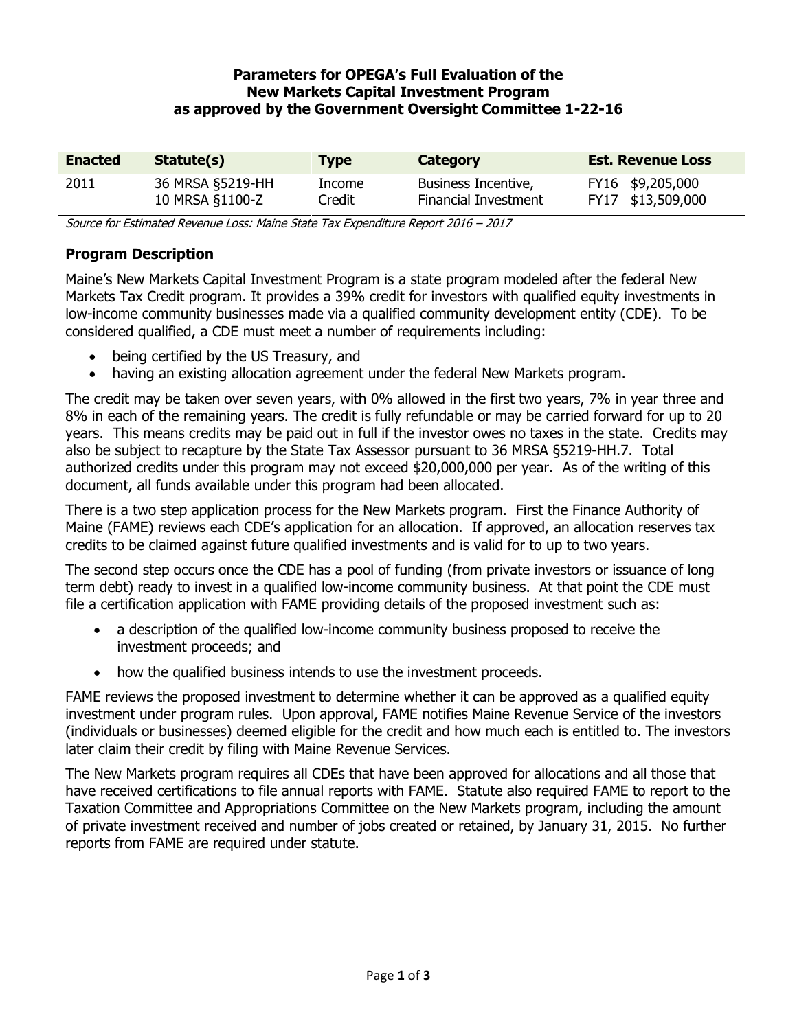# Parameters for OPEGA's Full Evaluation of the New Markets Capital Investment Program as approved by the Government Oversight Committee 1-22-16

| Enacted | Statute(s) | Type | Category | Est. Revenue Loss |
|---|---|---|---|---|
| 2011 | 36 MRSA §5219-HH<br>10 MRSA §1100-Z | Income Credit | Business Incentive, Financial Investment | FY16 $9,205,000<br>FY17 $13,509,000 |

*Source for Estimated Revenue Loss: Maine State Tax Expenditure Report 2016 – 2017*

## Program Description

Maine's New Markets Capital Investment Program is a state program modeled after the federal New Markets Tax Credit program. It provides a 39% credit for investors with qualified equity investments in low-income community businesses made via a qualified community development entity (CDE). To be considered qualified, a CDE must meet a number of requirements including:

- being certified by the US Treasury, and
- having an existing allocation agreement under the federal New Markets program.

The credit may be taken over seven years, with 0% allowed in the first two years, 7% in year three and 8% in each of the remaining years. The credit is fully refundable or may be carried forward for up to 20 years. This means credits may be paid out in full if the investor owes no taxes in the state. Credits may also be subject to recapture by the State Tax Assessor pursuant to 36 MRSA §5219-HH.7. Total authorized credits under this program may not exceed $20,000,000 per year. As of the writing of this document, all funds available under this program had been allocated.

There is a two step application process for the New Markets program. First the Finance Authority of Maine (FAME) reviews each CDE's application for an allocation. If approved, an allocation reserves tax credits to be claimed against future qualified investments and is valid for to up to two years.

The second step occurs once the CDE has a pool of funding (from private investors or issuance of long term debt) ready to invest in a qualified low-income community business. At that point the CDE must file a certification application with FAME providing details of the proposed investment such as:

- a description of the qualified low-income community business proposed to receive the investment proceeds; and
- how the qualified business intends to use the investment proceeds.

FAME reviews the proposed investment to determine whether it can be approved as a qualified equity investment under program rules. Upon approval, FAME notifies Maine Revenue Service of the investors (individuals or businesses) deemed eligible for the credit and how much each is entitled to. The investors later claim their credit by filing with Maine Revenue Services.

The New Markets program requires all CDEs that have been approved for allocations and all those that have received certifications to file annual reports with FAME. Statute also required FAME to report to the Taxation Committee and Appropriations Committee on the New Markets program, including the amount of private investment received and number of jobs created or retained, by January 31, 2015. No further reports from FAME are required under statute.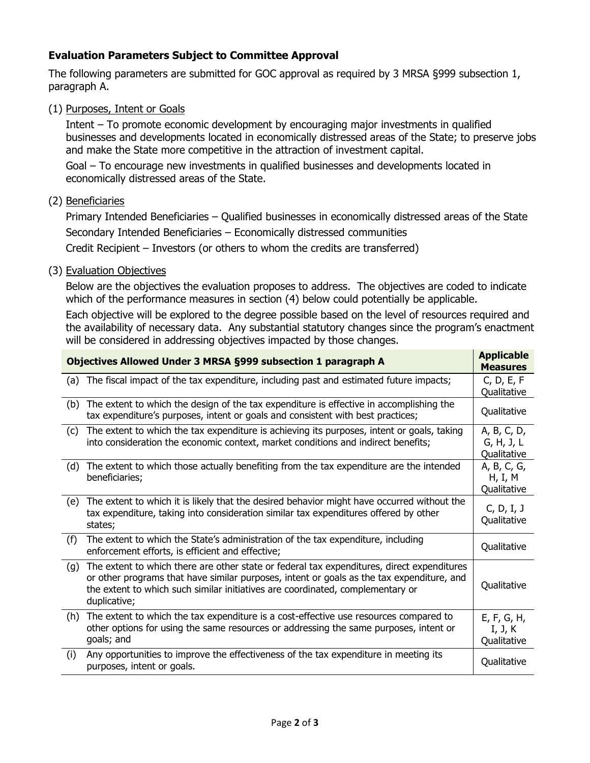### Evaluation Parameters Subject to Committee Approval

The following parameters are submitted for GOC approval as required by 3 MRSA §999 subsection 1, paragraph A.

(1) Purposes, Intent or Goals

Intent – To promote economic development by encouraging major investments in qualified businesses and developments located in economically distressed areas of the State; to preserve jobs and make the State more competitive in the attraction of investment capital.

Goal – To encourage new investments in qualified businesses and developments located in economically distressed areas of the State.

(2) Beneficiaries

Primary Intended Beneficiaries – Qualified businesses in economically distressed areas of the State

Secondary Intended Beneficiaries – Economically distressed communities

Credit Recipient – Investors (or others to whom the credits are transferred)

(3) Evaluation Objectives

Below are the objectives the evaluation proposes to address. The objectives are coded to indicate which of the performance measures in section (4) below could potentially be applicable.

Each objective will be explored to the degree possible based on the level of resources required and the availability of necessary data. Any substantial statutory changes since the program's enactment will be considered in addressing objectives impacted by those changes.

| | Objectives Allowed Under 3 MRSA §999 subsection 1 paragraph A | Applicable Measures |
|---|---|---|
| (a) | The fiscal impact of the tax expenditure, including past and estimated future impacts; | C, D, E, F Qualitative |
| (b) | The extent to which the design of the tax expenditure is effective in accomplishing the tax expenditure's purposes, intent or goals and consistent with best practices; | Qualitative |
| (c) | The extent to which the tax expenditure is achieving its purposes, intent or goals, taking into consideration the economic context, market conditions and indirect benefits; | A, B, C, D, G, H, J, L Qualitative |
| (d) | The extent to which those actually benefiting from the tax expenditure are the intended beneficiaries; | A, B, C, G, H, I, M Qualitative |
| (e) | The extent to which it is likely that the desired behavior might have occurred without the tax expenditure, taking into consideration similar tax expenditures offered by other states; | C, D, I, J Qualitative |
| (f) | The extent to which the State's administration of the tax expenditure, including enforcement efforts, is efficient and effective; | Qualitative |
| (g) | The extent to which there are other state or federal tax expenditures, direct expenditures or other programs that have similar purposes, intent or goals as the tax expenditure, and the extent to which such similar initiatives are coordinated, complementary or duplicative; | Qualitative |
| (h) | The extent to which the tax expenditure is a cost-effective use resources compared to other options for using the same resources or addressing the same purposes, intent or goals; and | E, F, G, H, I, J, K Qualitative |
| (i) | Any opportunities to improve the effectiveness of the tax expenditure in meeting its purposes, intent or goals. | Qualitative |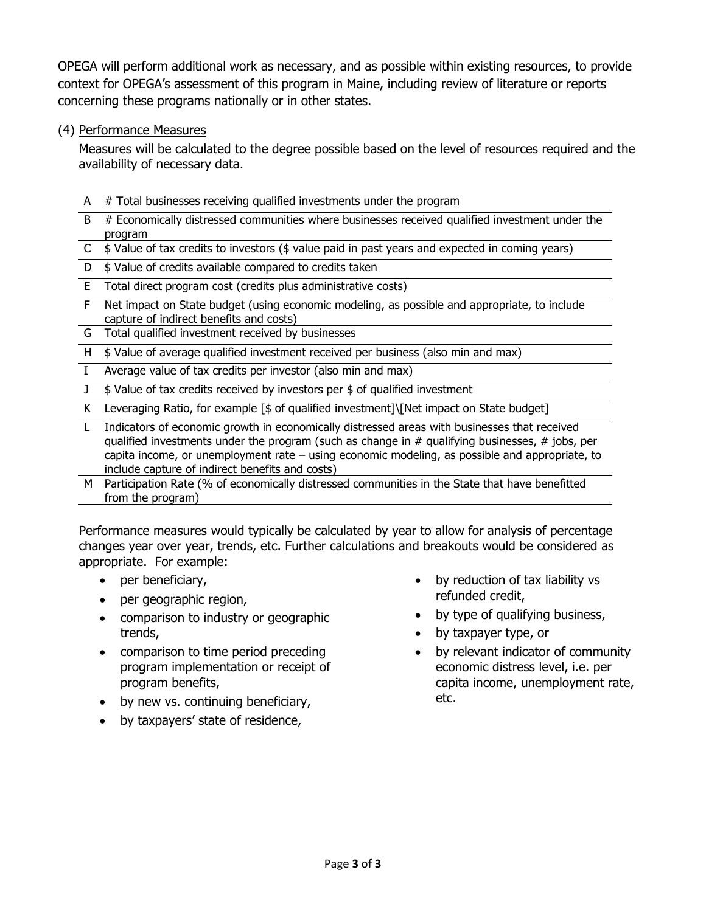OPEGA will perform additional work as necessary, and as possible within existing resources, to provide context for OPEGA's assessment of this program in Maine, including review of literature or reports concerning these programs nationally or in other states.

(4) Performance Measures

Measures will be calculated to the degree possible based on the level of resources required and the availability of necessary data.

| | |
|---|---|
| A | # Total businesses receiving qualified investments under the program |
| B | # Economically distressed communities where businesses received qualified investment under the program |
| C | $ Value of tax credits to investors ($ value paid in past years and expected in coming years) |
| D | $ Value of credits available compared to credits taken |
| E | Total direct program cost (credits plus administrative costs) |
| F | Net impact on State budget (using economic modeling, as possible and appropriate, to include capture of indirect benefits and costs) |
| G | Total qualified investment received by businesses |
| H | $ Value of average qualified investment received per business (also min and max) |
| I | Average value of tax credits per investor (also min and max) |
| J | $ Value of tax credits received by investors per $ of qualified investment |
| K | Leveraging Ratio, for example [$ of qualified investment]\[Net impact on State budget] |
| L | Indicators of economic growth in economically distressed areas with businesses that received qualified investments under the program (such as change in # qualifying businesses, # jobs, per capita income, or unemployment rate – using economic modeling, as possible and appropriate, to include capture of indirect benefits and costs) |
| M | Participation Rate (% of economically distressed communities in the State that have benefitted from the program) |

Performance measures would typically be calculated by year to allow for analysis of percentage changes year over year, trends, etc. Further calculations and breakouts would be considered as appropriate. For example:

- per beneficiary,
- per geographic region,
- comparison to industry or geographic trends,
- comparison to time period preceding program implementation or receipt of program benefits,
- by new vs. continuing beneficiary,
- by taxpayers' state of residence,
- by reduction of tax liability vs refunded credit,
- by type of qualifying business,
- by taxpayer type, or
- by relevant indicator of community economic distress level, i.e. per capita income, unemployment rate, etc.